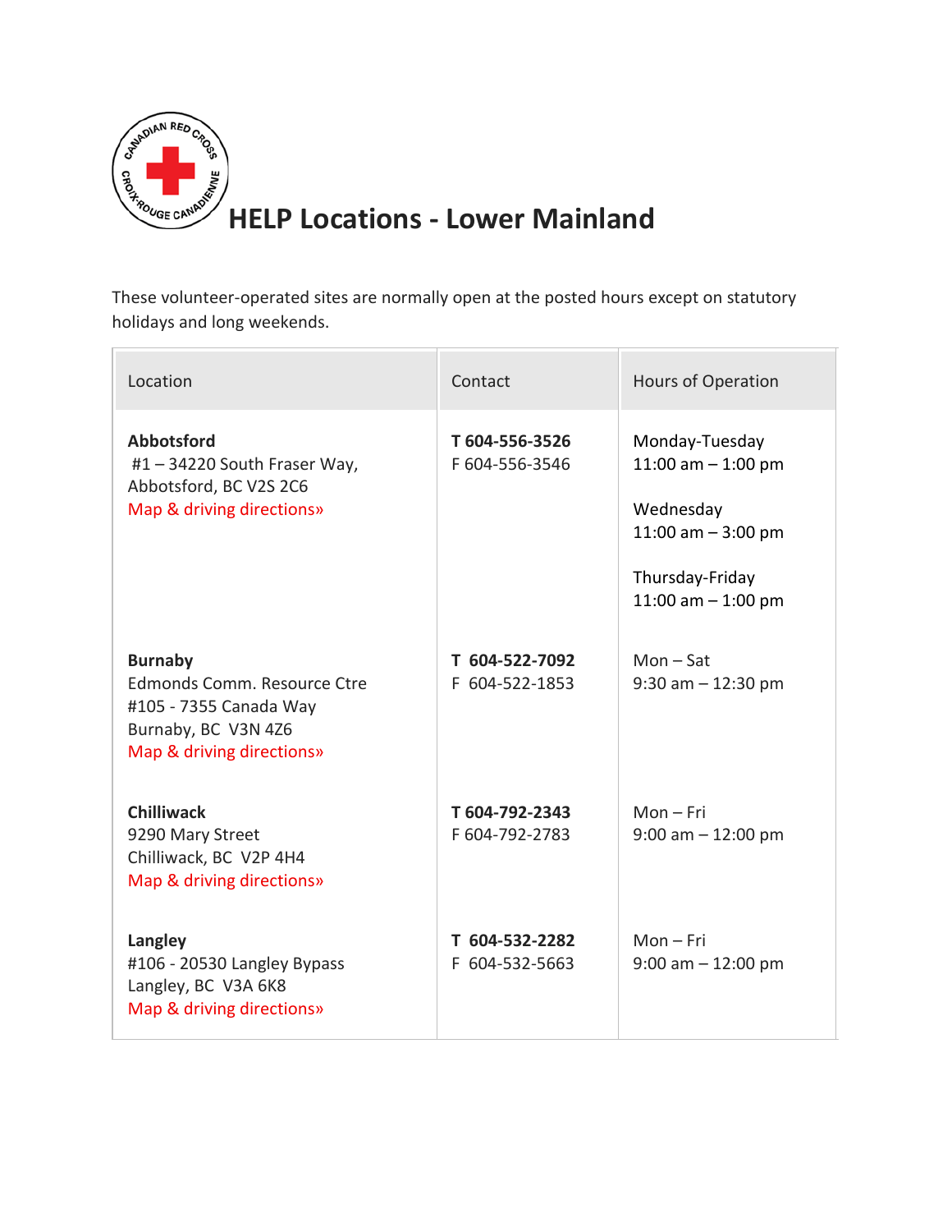# HELP Locations - Lower Mainland

These volunteer-operated sites are normally open at the posted hours except on statutory holidays and long weekends.

| Location | Contact | Hours of Operation |
|---|---|---|
| **Abbotsford**<br>#1 – 34220 South Fraser Way,<br>Abbotsford, BC V2S 2C6<br>Map & driving directions» | **T 604-556-3526**<br>F 604-556-3546 | Monday-Tuesday<br>11:00 am – 1:00 pm<br><br>Wednesday<br>11:00 am – 3:00 pm<br><br>Thursday-Friday<br>11:00 am – 1:00 pm |
| **Burnaby**<br>Edmonds Comm. Resource Ctre<br>#105 - 7355 Canada Way<br>Burnaby, BC V3N 4Z6<br>Map & driving directions» | **T 604-522-7092**<br>F 604-522-1853 | Mon – Sat<br>9:30 am – 12:30 pm |
| **Chilliwack**<br>9290 Mary Street<br>Chilliwack, BC V2P 4H4<br>Map & driving directions» | **T 604-792-2343**<br>F 604-792-2783 | Mon – Fri<br>9:00 am – 12:00 pm |
| **Langley**<br>#106 - 20530 Langley Bypass<br>Langley, BC V3A 6K8<br>Map & driving directions» | **T 604-532-2282**<br>F 604-532-5663 | Mon – Fri<br>9:00 am – 12:00 pm |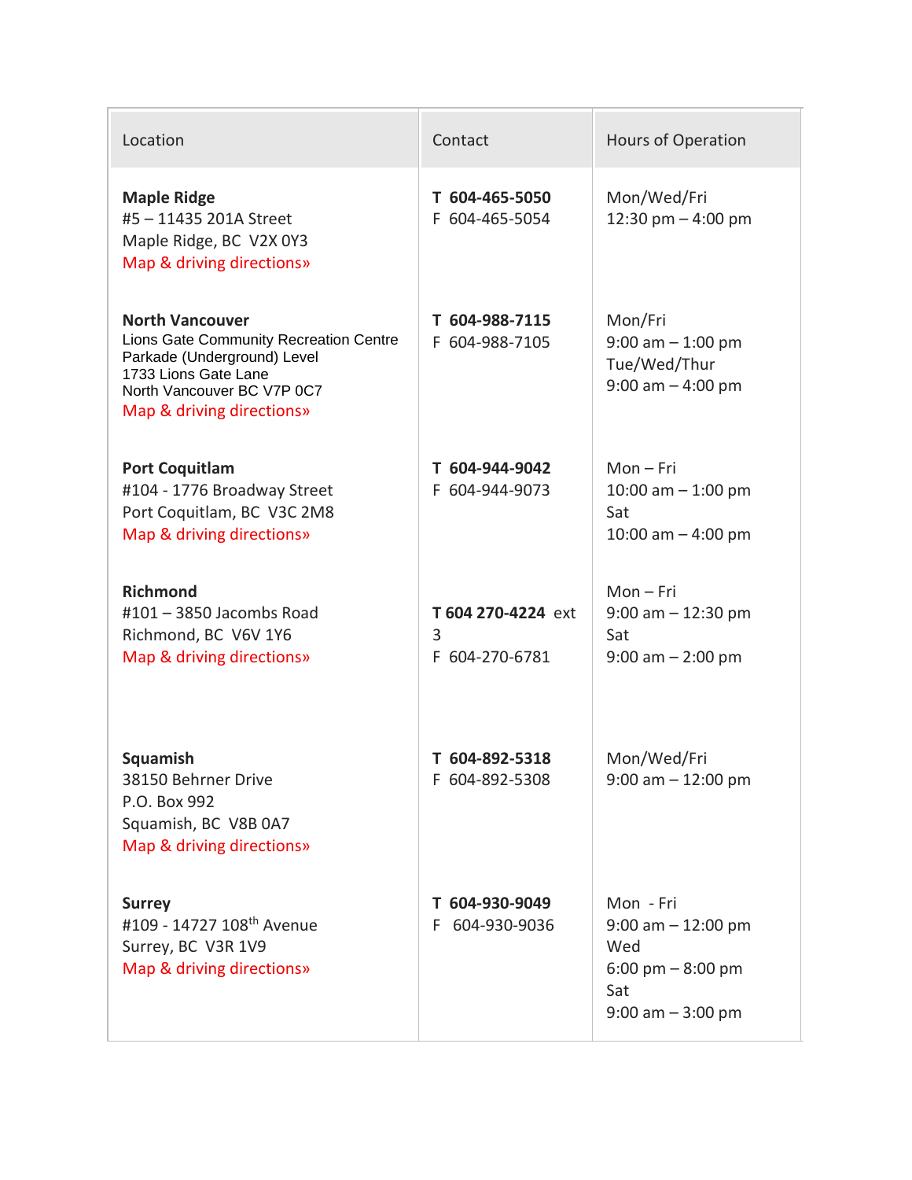| Location | Contact | Hours of Operation |
|---|---|---|
| **Maple Ridge**<br>#5 – 11435 201A Street<br>Maple Ridge, BC V2X 0Y3<br>Map & driving directions» | **T 604-465-5050**<br>F 604-465-5054 | Mon/Wed/Fri<br>12:30 pm – 4:00 pm |
| **North Vancouver**<br>Lions Gate Community Recreation Centre<br>Parkade (Underground) Level<br>1733 Lions Gate Lane<br>North Vancouver BC V7P 0C7<br>Map & driving directions» | **T 604-988-7115**<br>F 604-988-7105 | Mon/Fri<br>9:00 am – 1:00 pm<br>Tue/Wed/Thur<br>9:00 am – 4:00 pm |
| **Port Coquitlam**<br>#104 - 1776 Broadway Street<br>Port Coquitlam, BC V3C 2M8<br>Map & driving directions» | **T 604-944-9042**<br>F 604-944-9073 | Mon – Fri<br>10:00 am – 1:00 pm<br>Sat<br>10:00 am – 4:00 pm |
| **Richmond**<br>#101 – 3850 Jacombs Road<br>Richmond, BC V6V 1Y6<br>Map & driving directions» | **T 604 270-4224** ext 3<br>F 604-270-6781 | Mon – Fri<br>9:00 am – 12:30 pm<br>Sat<br>9:00 am – 2:00 pm |
| **Squamish**<br>38150 Behrner Drive<br>P.O. Box 992<br>Squamish, BC V8B 0A7<br>Map & driving directions» | **T 604-892-5318**<br>F 604-892-5308 | Mon/Wed/Fri<br>9:00 am – 12:00 pm |
| **Surrey**<br>#109 - 14727 108th Avenue<br>Surrey, BC V3R 1V9<br>Map & driving directions» | **T 604-930-9049**<br>F 604-930-9036 | Mon - Fri<br>9:00 am – 12:00 pm<br>Wed<br>6:00 pm – 8:00 pm<br>Sat<br>9:00 am – 3:00 pm |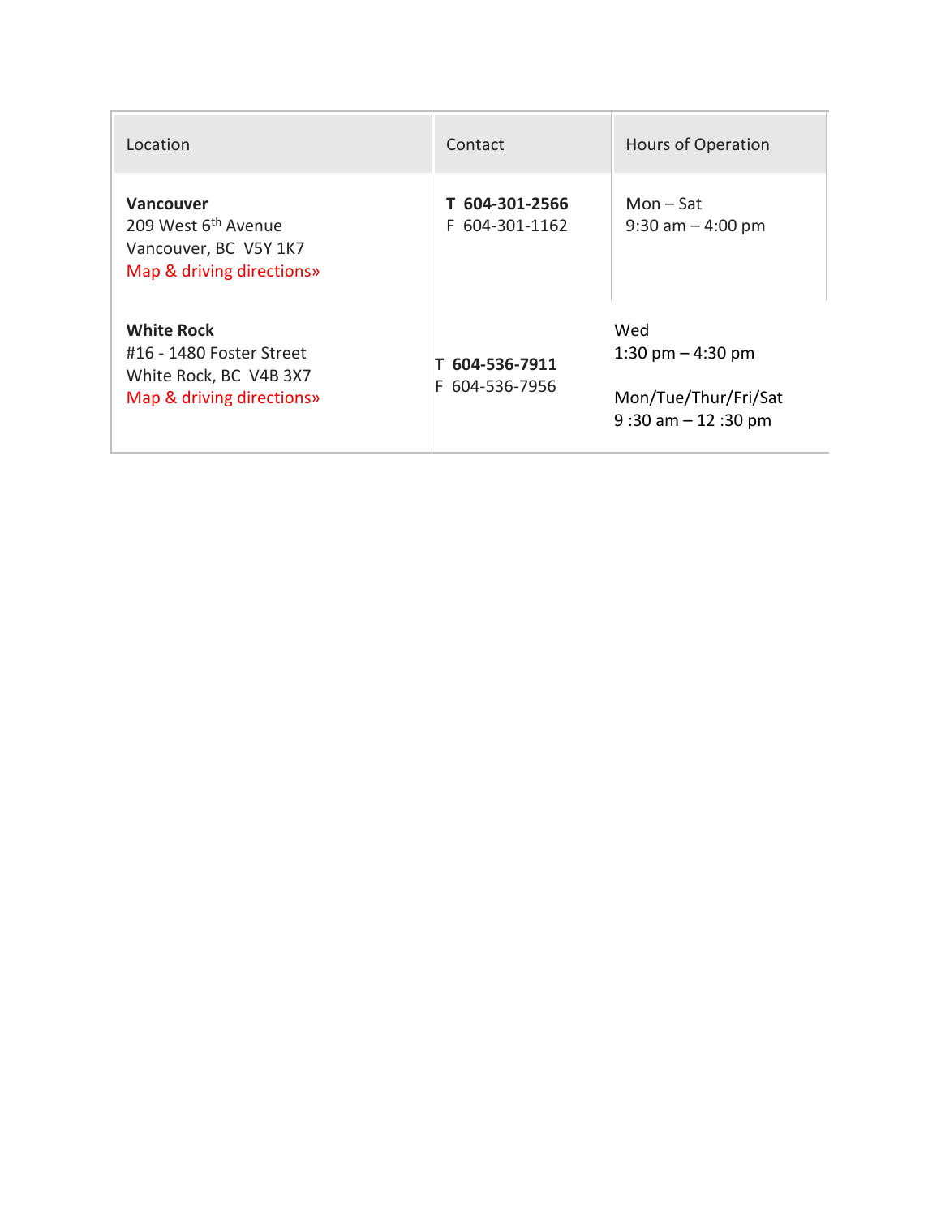| Location | Contact | Hours of Operation |
|---|---|---|
| **Vancouver**<br>209 West 6th Avenue<br>Vancouver, BC V5Y 1K7<br>Map & driving directions» | **T 604-301-2566**<br>F 604-301-1162 | Mon – Sat<br>9:30 am – 4:00 pm |
| **White Rock**<br>#16 - 1480 Foster Street<br>White Rock, BC V4B 3X7<br>Map & driving directions» | **T 604-536-7911**<br>F 604-536-7956 | Wed<br>1:30 pm – 4:30 pm<br><br>Mon/Tue/Thur/Fri/Sat<br>9 :30 am – 12 :30 pm |